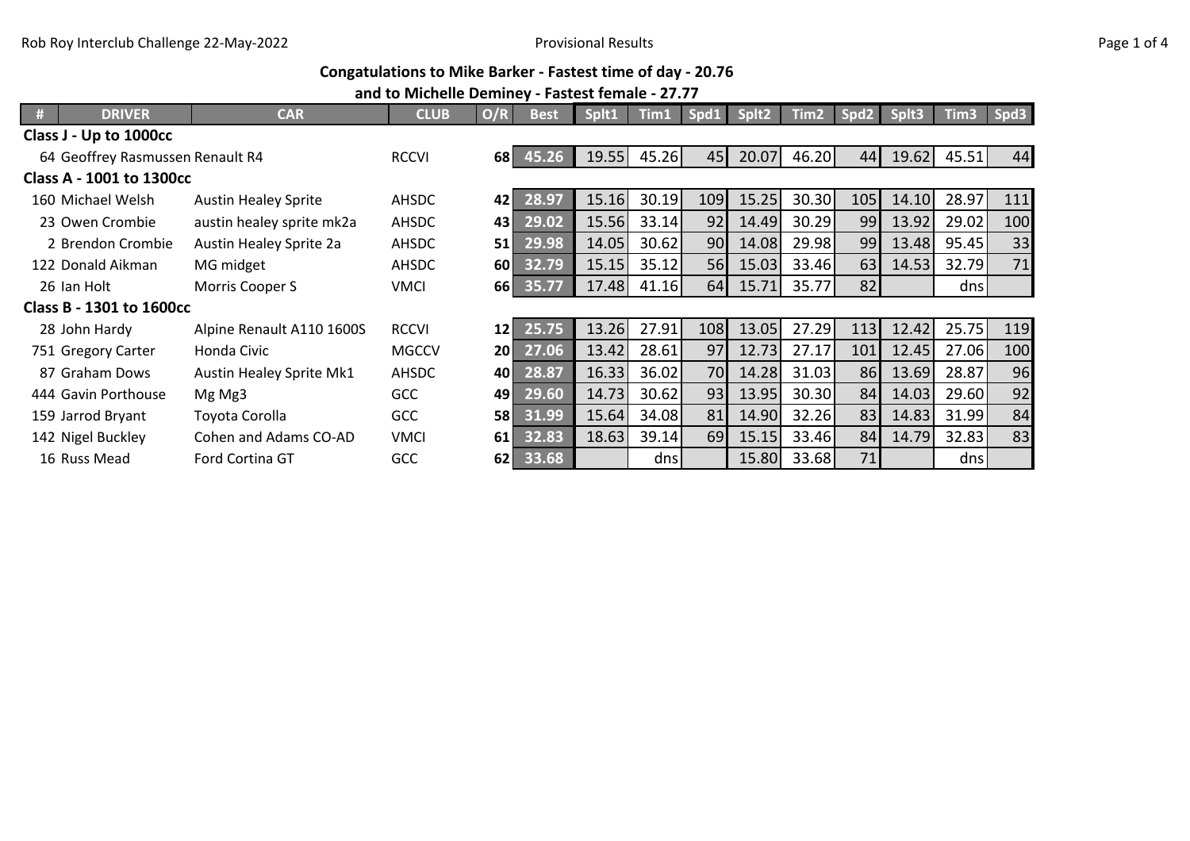Rob Roy Interclub Challenge 22-May-2022

Provisional Results

**Congatulations to Mike Barker - Fastest time of day - 20.76**

**and to Michelle Deminey - Fastest female - 27.77**

| # | DRIVER | CAR | CLUB | O/R | Best | Splt1 | Tim1 | Spd1 | Splt2 | Tim2 | Spd2 | Splt3 | Tim3 | Spd3 |
|---|---|---|---|---|---|---|---|---|---|---|---|---|---|---|
| **Class J - Up to 1000cc** | | | | | | | | | | | | | | |
| 64 | Geoffrey Rasmussen | Renault R4 | RCCVI | 68 | 45.26 | 19.55 | 45.26 | 45 | 20.07 | 46.20 | 44 | 19.62 | 45.51 | 44 |
| **Class A - 1001 to 1300cc** | | | | | | | | | | | | | | |
| 160 | Michael Welsh | Austin Healey Sprite | AHSDC | 42 | 28.97 | 15.16 | 30.19 | 109 | 15.25 | 30.30 | 105 | 14.10 | 28.97 | 111 |
| 23 | Owen Crombie | austin healey sprite mk2a | AHSDC | 43 | 29.02 | 15.56 | 33.14 | 92 | 14.49 | 30.29 | 99 | 13.92 | 29.02 | 100 |
| 2 | Brendon Crombie | Austin Healey Sprite 2a | AHSDC | 51 | 29.98 | 14.05 | 30.62 | 90 | 14.08 | 29.98 | 99 | 13.48 | 95.45 | 33 |
| 122 | Donald Aikman | MG midget | AHSDC | 60 | 32.79 | 15.15 | 35.12 | 56 | 15.03 | 33.46 | 63 | 14.53 | 32.79 | 71 |
| 26 | Ian Holt | Morris Cooper S | VMCI | 66 | 35.77 | 17.48 | 41.16 | 64 | 15.71 | 35.77 | 82 | | dns | |
| **Class B - 1301 to 1600cc** | | | | | | | | | | | | | | |
| 28 | John Hardy | Alpine Renault A110 1600S | RCCVI | 12 | 25.75 | 13.26 | 27.91 | 108 | 13.05 | 27.29 | 113 | 12.42 | 25.75 | 119 |
| 751 | Gregory Carter | Honda Civic | MGCCV | 20 | 27.06 | 13.42 | 28.61 | 97 | 12.73 | 27.17 | 101 | 12.45 | 27.06 | 100 |
| 87 | Graham Dows | Austin Healey Sprite Mk1 | AHSDC | 40 | 28.87 | 16.33 | 36.02 | 70 | 14.28 | 31.03 | 86 | 13.69 | 28.87 | 96 |
| 444 | Gavin Porthouse | Mg Mg3 | GCC | 49 | 29.60 | 14.73 | 30.62 | 93 | 13.95 | 30.30 | 84 | 14.03 | 29.60 | 92 |
| 159 | Jarrod Bryant | Toyota Corolla | GCC | 58 | 31.99 | 15.64 | 34.08 | 81 | 14.90 | 32.26 | 83 | 14.83 | 31.99 | 84 |
| 142 | Nigel Buckley | Cohen and Adams CO-AD | VMCI | 61 | 32.83 | 18.63 | 39.14 | 69 | 15.15 | 33.46 | 84 | 14.79 | 32.83 | 83 |
| 16 | Russ Mead | Ford Cortina GT | GCC | 62 | 33.68 | | dns | | 15.80 | 33.68 | 71 | | dns | |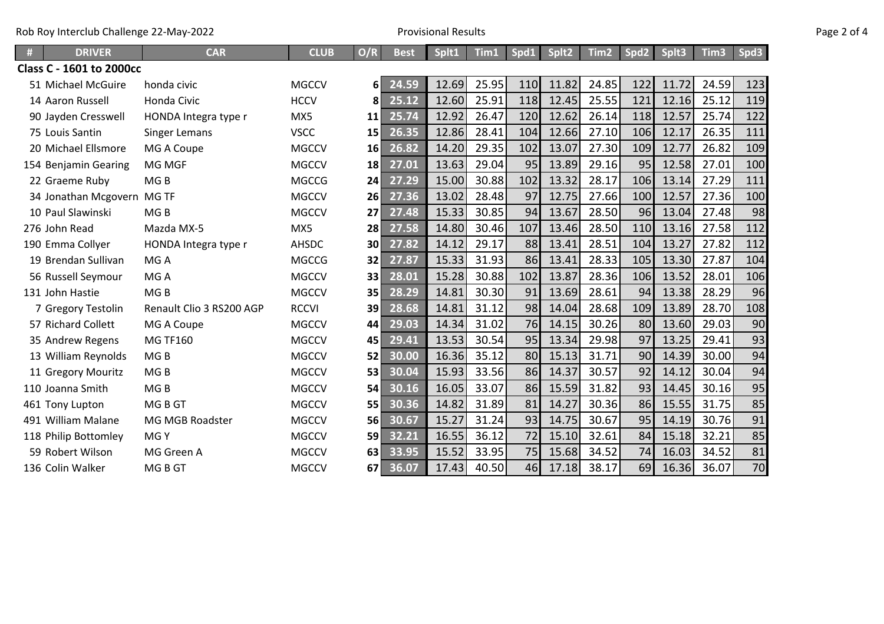Rob Roy Interclub Challenge 22-May-2022

Provisional Results

| # | DRIVER | CAR | CLUB | O/R | Best | Splt1 | Tim1 | Spd1 | Splt2 | Tim2 | Spd2 | Splt3 | Tim3 | Spd3 |
|---|---|---|---|---|---|---|---|---|---|---|---|---|---|---|
| **Class C - 1601 to 2000cc** | | | | | | | | | | | | | | |
| 51 | Michael McGuire | honda civic | MGCCV | 6 | 24.59 | 12.69 | 25.95 | 110 | 11.82 | 24.85 | 122 | 11.72 | 24.59 | 123 |
| 14 | Aaron Russell | Honda Civic | HCCV | 8 | 25.12 | 12.60 | 25.91 | 118 | 12.45 | 25.55 | 121 | 12.16 | 25.12 | 119 |
| 90 | Jayden Cresswell | HONDA Integra type r | MX5 | 11 | 25.74 | 12.92 | 26.47 | 120 | 12.62 | 26.14 | 118 | 12.57 | 25.74 | 122 |
| 75 | Louis Santin | Singer Lemans | VSCC | 15 | 26.35 | 12.86 | 28.41 | 104 | 12.66 | 27.10 | 106 | 12.17 | 26.35 | 111 |
| 20 | Michael Ellsmore | MG A Coupe | MGCCV | 16 | 26.82 | 14.20 | 29.35 | 102 | 13.07 | 27.30 | 109 | 12.77 | 26.82 | 109 |
| 154 | Benjamin Gearing | MG MGF | MGCCV | 18 | 27.01 | 13.63 | 29.04 | 95 | 13.89 | 29.16 | 95 | 12.58 | 27.01 | 100 |
| 22 | Graeme Ruby | MG B | MGCCG | 24 | 27.29 | 15.00 | 30.88 | 102 | 13.32 | 28.17 | 106 | 13.14 | 27.29 | 111 |
| 34 | Jonathan Mcgovern | MG TF | MGCCV | 26 | 27.36 | 13.02 | 28.48 | 97 | 12.75 | 27.66 | 100 | 12.57 | 27.36 | 100 |
| 10 | Paul Slawinski | MG B | MGCCV | 27 | 27.48 | 15.33 | 30.85 | 94 | 13.67 | 28.50 | 96 | 13.04 | 27.48 | 98 |
| 276 | John Read | Mazda MX-5 | MX5 | 28 | 27.58 | 14.80 | 30.46 | 107 | 13.46 | 28.50 | 110 | 13.16 | 27.58 | 112 |
| 190 | Emma Collyer | HONDA Integra type r | AHSDC | 30 | 27.82 | 14.12 | 29.17 | 88 | 13.41 | 28.51 | 104 | 13.27 | 27.82 | 112 |
| 19 | Brendan Sullivan | MG A | MGCCG | 32 | 27.87 | 15.33 | 31.93 | 86 | 13.41 | 28.33 | 105 | 13.30 | 27.87 | 104 |
| 56 | Russell Seymour | MG A | MGCCV | 33 | 28.01 | 15.28 | 30.88 | 102 | 13.87 | 28.36 | 106 | 13.52 | 28.01 | 106 |
| 131 | John Hastie | MG B | MGCCV | 35 | 28.29 | 14.81 | 30.30 | 91 | 13.69 | 28.61 | 94 | 13.38 | 28.29 | 96 |
| 7 | Gregory Testolin | Renault Clio 3 RS200 AGP | RCCVI | 39 | 28.68 | 14.81 | 31.12 | 98 | 14.04 | 28.68 | 109 | 13.89 | 28.70 | 108 |
| 57 | Richard Collett | MG A Coupe | MGCCV | 44 | 29.03 | 14.34 | 31.02 | 76 | 14.15 | 30.26 | 80 | 13.60 | 29.03 | 90 |
| 35 | Andrew Regens | MG TF160 | MGCCV | 45 | 29.41 | 13.53 | 30.54 | 95 | 13.34 | 29.98 | 97 | 13.25 | 29.41 | 93 |
| 13 | William Reynolds | MG B | MGCCV | 52 | 30.00 | 16.36 | 35.12 | 80 | 15.13 | 31.71 | 90 | 14.39 | 30.00 | 94 |
| 11 | Gregory Mouritz | MG B | MGCCV | 53 | 30.04 | 15.93 | 33.56 | 86 | 14.37 | 30.57 | 92 | 14.12 | 30.04 | 94 |
| 110 | Joanna Smith | MG B | MGCCV | 54 | 30.16 | 16.05 | 33.07 | 86 | 15.59 | 31.82 | 93 | 14.45 | 30.16 | 95 |
| 461 | Tony Lupton | MG B GT | MGCCV | 55 | 30.36 | 14.82 | 31.89 | 81 | 14.27 | 30.36 | 86 | 15.55 | 31.75 | 85 |
| 491 | William Malane | MG MGB Roadster | MGCCV | 56 | 30.67 | 15.27 | 31.24 | 93 | 14.75 | 30.67 | 95 | 14.19 | 30.76 | 91 |
| 118 | Philip Bottomley | MG Y | MGCCV | 59 | 32.21 | 16.55 | 36.12 | 72 | 15.10 | 32.61 | 84 | 15.18 | 32.21 | 85 |
| 59 | Robert Wilson | MG Green A | MGCCV | 63 | 33.95 | 15.52 | 33.95 | 75 | 15.68 | 34.52 | 74 | 16.03 | 34.52 | 81 |
| 136 | Colin Walker | MG B GT | MGCCV | 67 | 36.07 | 17.43 | 40.50 | 46 | 17.18 | 38.17 | 69 | 16.36 | 36.07 | 70 |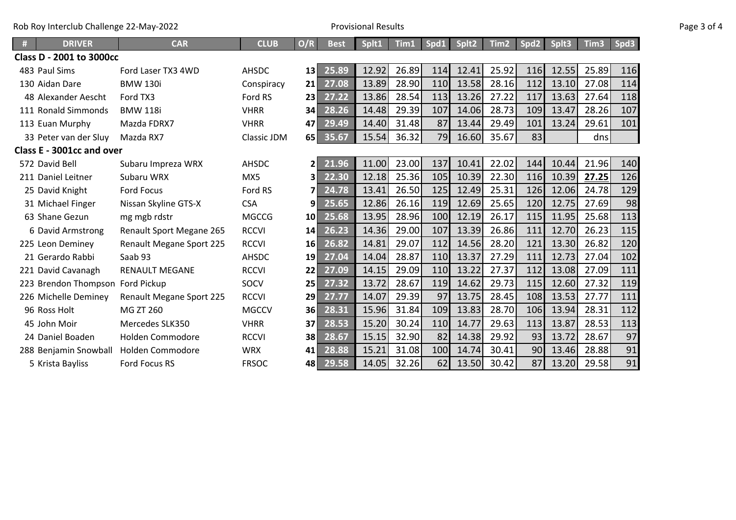Rob Roy Interclub Challenge 22-May-2022

Provisional Results

| # | DRIVER | CAR | CLUB | O/R | Best | Splt1 | Tim1 | Spd1 | Splt2 | Tim2 | Spd2 | Splt3 | Tim3 | Spd3 |
|---|---|---|---|---|---|---|---|---|---|---|---|---|---|---|
| **Class D - 2001 to 3000cc** | | | | | | | | | | | | | | |
| 483 | Paul Sims | Ford Laser TX3 4WD | AHSDC | 13 | 25.89 | 12.92 | 26.89 | 114 | 12.41 | 25.92 | 116 | 12.55 | 25.89 | 116 |
| 130 | Aidan Dare | BMW 130i | Conspiracy | 21 | 27.08 | 13.89 | 28.90 | 110 | 13.58 | 28.16 | 112 | 13.10 | 27.08 | 114 |
| 48 | Alexander Aescht | Ford TX3 | Ford RS | 23 | 27.22 | 13.86 | 28.54 | 113 | 13.26 | 27.22 | 117 | 13.63 | 27.64 | 118 |
| 111 | Ronald Simmonds | BMW 118i | VHRR | 34 | 28.26 | 14.48 | 29.39 | 107 | 14.06 | 28.73 | 109 | 13.47 | 28.26 | 107 |
| 113 | Euan Murphy | Mazda FDRX7 | VHRR | 47 | 29.49 | 14.40 | 31.48 | 87 | 13.44 | 29.49 | 101 | 13.24 | 29.61 | 101 |
| 33 | Peter van der Sluy | Mazda RX7 | Classic JDM | 65 | 35.67 | 15.54 | 36.32 | 79 | 16.60 | 35.67 | 83 | | dns | |
| **Class E - 3001cc and over** | | | | | | | | | | | | | | |
| 572 | David Bell | Subaru Impreza WRX | AHSDC | 2 | 21.96 | 11.00 | 23.00 | 137 | 10.41 | 22.02 | 144 | 10.44 | 21.96 | 140 |
| 211 | Daniel Leitner | Subaru WRX | MX5 | 3 | 22.30 | 12.18 | 25.36 | 105 | 10.39 | 22.30 | 116 | 10.39 | **27.25** | 126 |
| 25 | David Knight | Ford Focus | Ford RS | 7 | 24.78 | 13.41 | 26.50 | 125 | 12.49 | 25.31 | 126 | 12.06 | 24.78 | 129 |
| 31 | Michael Finger | Nissan Skyline GTS-X | CSA | 9 | 25.65 | 12.86 | 26.16 | 119 | 12.69 | 25.65 | 120 | 12.75 | 27.69 | 98 |
| 63 | Shane Gezun | mg mgb rdstr | MGCCG | 10 | 25.68 | 13.95 | 28.96 | 100 | 12.19 | 26.17 | 115 | 11.95 | 25.68 | 113 |
| 6 | David Armstrong | Renault Sport Megane 265 | RCCVI | 14 | 26.23 | 14.36 | 29.00 | 107 | 13.39 | 26.86 | 111 | 12.70 | 26.23 | 115 |
| 225 | Leon Deminey | Renault Megane Sport 225 | RCCVI | 16 | 26.82 | 14.81 | 29.07 | 112 | 14.56 | 28.20 | 121 | 13.30 | 26.82 | 120 |
| 21 | Gerardo Rabbi | Saab 93 | AHSDC | 19 | 27.04 | 14.04 | 28.87 | 110 | 13.37 | 27.29 | 111 | 12.73 | 27.04 | 102 |
| 221 | David Cavanagh | RENAULT MEGANE | RCCVI | 22 | 27.09 | 14.15 | 29.09 | 110 | 13.22 | 27.37 | 112 | 13.08 | 27.09 | 111 |
| 223 | Brendon Thompson | Ford Pickup | SOCV | 25 | 27.32 | 13.72 | 28.67 | 119 | 14.62 | 29.73 | 115 | 12.60 | 27.32 | 119 |
| 226 | Michelle Deminey | Renault Megane Sport 225 | RCCVI | 29 | 27.77 | 14.07 | 29.39 | 97 | 13.75 | 28.45 | 108 | 13.53 | 27.77 | 111 |
| 96 | Ross Holt | MG ZT 260 | MGCCV | 36 | 28.31 | 15.96 | 31.84 | 109 | 13.83 | 28.70 | 106 | 13.94 | 28.31 | 112 |
| 45 | John Moir | Mercedes SLK350 | VHRR | 37 | 28.53 | 15.20 | 30.24 | 110 | 14.77 | 29.63 | 113 | 13.87 | 28.53 | 113 |
| 24 | Daniel Boaden | Holden Commodore | RCCVI | 38 | 28.67 | 15.15 | 32.90 | 82 | 14.38 | 29.92 | 93 | 13.72 | 28.67 | 97 |
| 288 | Benjamin Snowball | Holden Commodore | WRX | 41 | 28.88 | 15.21 | 31.08 | 100 | 14.74 | 30.41 | 90 | 13.46 | 28.88 | 91 |
| 5 | Krista Bayliss | Ford Focus RS | FRSOC | 48 | 29.58 | 14.05 | 32.26 | 62 | 13.50 | 30.42 | 87 | 13.20 | 29.58 | 91 |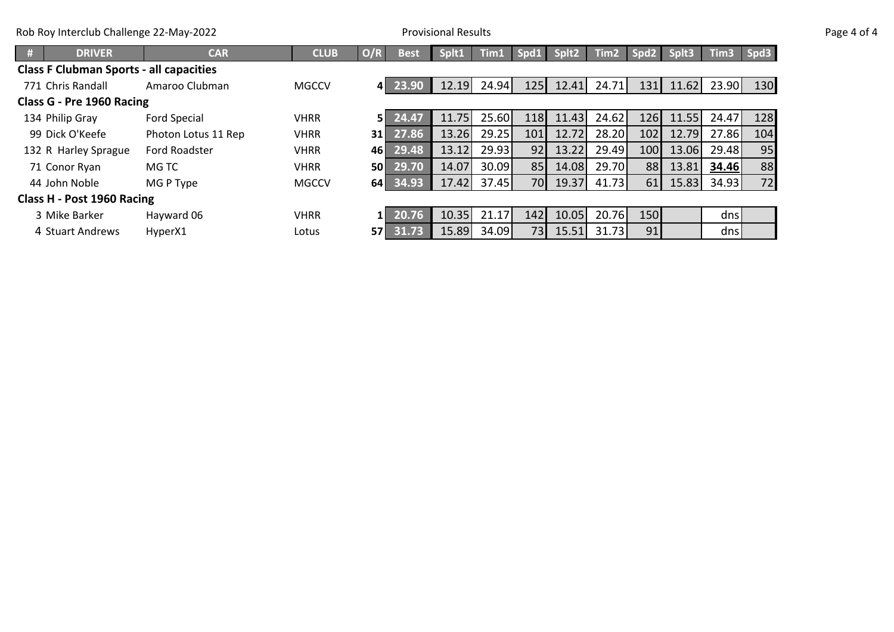Rob Roy Interclub Challenge 22-May-2022 — Provisional Results

| # | DRIVER | CAR | CLUB | O/R | Best | Splt1 | Tim1 | Spd1 | Splt2 | Tim2 | Spd2 | Splt3 | Tim3 | Spd3 |
|---|---|---|---|---|---|---|---|---|---|---|---|---|---|---|
| **Class F Clubman Sports - all capacities** | | | | | | | | | | | | | | |
| 771 | Chris Randall | Amaroo Clubman | MGCCV | 4 | 23.90 | 12.19 | 24.94 | 125 | 12.41 | 24.71 | 131 | 11.62 | 23.90 | 130 |
| **Class G - Pre 1960 Racing** | | | | | | | | | | | | | | |
| 134 | Philip Gray | Ford Special | VHRR | 5 | 24.47 | 11.75 | 25.60 | 118 | 11.43 | 24.62 | 126 | 11.55 | 24.47 | 128 |
| 99 | Dick O'Keefe | Photon Lotus 11 Rep | VHRR | 31 | 27.86 | 13.26 | 29.25 | 101 | 12.72 | 28.20 | 102 | 12.79 | 27.86 | 104 |
| 132 | R Harley Sprague | Ford Roadster | VHRR | 46 | 29.48 | 13.12 | 29.93 | 92 | 13.22 | 29.49 | 100 | 13.06 | 29.48 | 95 |
| 71 | Conor Ryan | MG TC | VHRR | 50 | 29.70 | 14.07 | 30.09 | 85 | 14.08 | 29.70 | 88 | 13.81 | **34.46** | 88 |
| 44 | John Noble | MG P Type | MGCCV | 64 | 34.93 | 17.42 | 37.45 | 70 | 19.37 | 41.73 | 61 | 15.83 | 34.93 | 72 |
| **Class H - Post 1960 Racing** | | | | | | | | | | | | | | |
| 3 | Mike Barker | Hayward 06 | VHRR | 1 | 20.76 | 10.35 | 21.17 | 142 | 10.05 | 20.76 | 150 | | dns | |
| 4 | Stuart Andrews | HyperX1 | Lotus | 57 | 31.73 | 15.89 | 34.09 | 73 | 15.51 | 31.73 | 91 | | dns | |